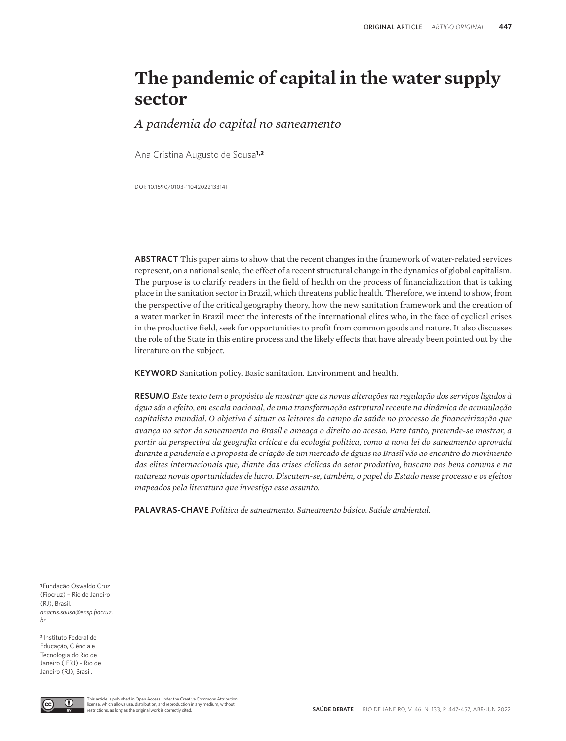# The pandemic of capital in the water supply sector

## *A pandemia do capital no saneamento*

Ana Cristina Augusto de Sousa[1,2]

DOI: 10.1590/0103-1104202213314I

**ABSTRACT** This paper aims to show that the recent changes in the framework of water-related services represent, on a national scale, the effect of a recent structural change in the dynamics of global capitalism. The purpose is to clarify readers in the field of health on the process of financialization that is taking place in the sanitation sector in Brazil, which threatens public health. Therefore, we intend to show, from the perspective of the critical geography theory, how the new sanitation framework and the creation of a water market in Brazil meet the interests of the international elites who, in the face of cyclical crises in the productive field, seek for opportunities to profit from common goods and nature. It also discusses the role of the State in this entire process and the likely effects that have already been pointed out by the literature on the subject.

**KEYWORD** Sanitation policy. Basic sanitation. Environment and health.

**RESUMO** *Este texto tem o propósito de mostrar que as novas alterações na regulação dos serviços ligados à água são o efeito, em escala nacional, de uma transformação estrutural recente na dinâmica de acumulação capitalista mundial. O objetivo é situar os leitores do campo da saúde no processo de financeirização que avança no setor do saneamento no Brasil e ameaça o direito ao acesso. Para tanto, pretende-se mostrar, a partir da perspectiva da geografia crítica e da ecologia política, como a nova lei do saneamento aprovada durante a pandemia e a proposta de criação de um mercado de águas no Brasil vão ao encontro do movimento das elites internacionais que, diante das crises cíclicas do setor produtivo, buscam nos bens comuns e na natureza novas oportunidades de lucro. Discutem-se, também, o papel do Estado nesse processo e os efeitos mapeados pela literatura que investiga esse assunto.*

**PALAVRAS-CHAVE** *Política de saneamento. Saneamento básico. Saúde ambiental.*

[1] Fundação Oswaldo Cruz (Fiocruz) – Rio de Janeiro (RJ), Brasil.
*anacris.sousa@ensp.fiocruz.br*

[2] Instituto Federal de Educação, Ciência e Tecnologia do Rio de Janeiro (IFRJ) – Rio de Janeiro (RJ), Brasil.

This article is published in Open Access under the Creative Commons Attribution license, which allows use, distribution, and reproduction in any medium, without restrictions, as long as the original work is correctly cited.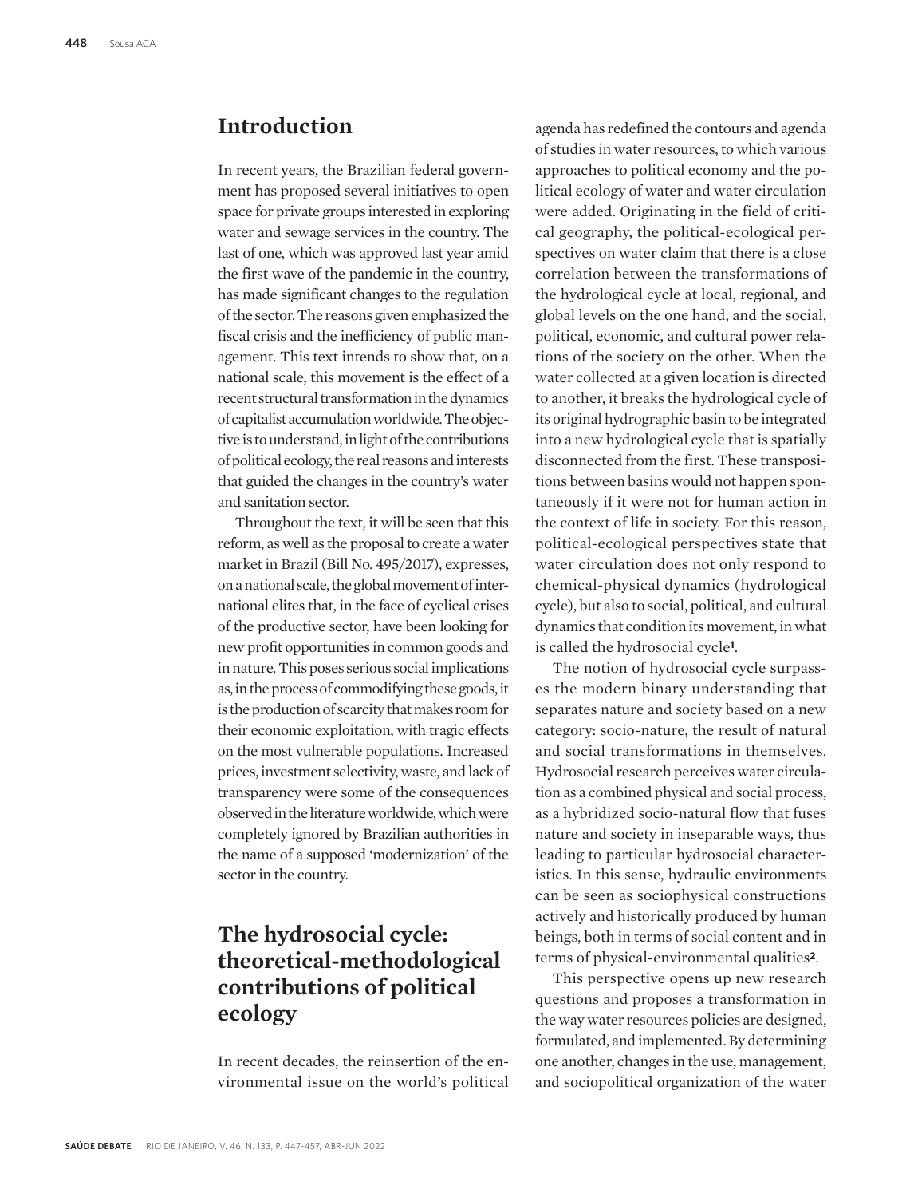## Introduction

In recent years, the Brazilian federal government has proposed several initiatives to open space for private groups interested in exploring water and sewage services in the country. The last of one, which was approved last year amid the first wave of the pandemic in the country, has made significant changes to the regulation of the sector. The reasons given emphasized the fiscal crisis and the inefficiency of public management. This text intends to show that, on a national scale, this movement is the effect of a recent structural transformation in the dynamics of capitalist accumulation worldwide. The objective is to understand, in light of the contributions of political ecology, the real reasons and interests that guided the changes in the country's water and sanitation sector.

Throughout the text, it will be seen that this reform, as well as the proposal to create a water market in Brazil (Bill No. 495/2017), expresses, on a national scale, the global movement of international elites that, in the face of cyclical crises of the productive sector, have been looking for new profit opportunities in common goods and in nature. This poses serious social implications as, in the process of commodifying these goods, it is the production of scarcity that makes room for their economic exploitation, with tragic effects on the most vulnerable populations. Increased prices, investment selectivity, waste, and lack of transparency were some of the consequences observed in the literature worldwide, which were completely ignored by Brazilian authorities in the name of a supposed 'modernization' of the sector in the country.

## The hydrosocial cycle: theoretical-methodological contributions of political ecology

In recent decades, the reinsertion of the environmental issue on the world's political agenda has redefined the contours and agenda of studies in water resources, to which various approaches to political economy and the political ecology of water and water circulation were added. Originating in the field of critical geography, the political-ecological perspectives on water claim that there is a close correlation between the transformations of the hydrological cycle at local, regional, and global levels on the one hand, and the social, political, economic, and cultural power relations of the society on the other. When the water collected at a given location is directed to another, it breaks the hydrological cycle of its original hydrographic basin to be integrated into a new hydrological cycle that is spatially disconnected from the first. These transpositions between basins would not happen spontaneously if it were not for human action in the context of life in society. For this reason, political-ecological perspectives state that water circulation does not only respond to chemical-physical dynamics (hydrological cycle), but also to social, political, and cultural dynamics that condition its movement, in what is called the hydrosocial cycle[1].

The notion of hydrosocial cycle surpasses the modern binary understanding that separates nature and society based on a new category: socio-nature, the result of natural and social transformations in themselves. Hydrosocial research perceives water circulation as a combined physical and social process, as a hybridized socio-natural flow that fuses nature and society in inseparable ways, thus leading to particular hydrosocial characteristics. In this sense, hydraulic environments can be seen as sociophysical constructions actively and historically produced by human beings, both in terms of social content and in terms of physical-environmental qualities[2].

This perspective opens up new research questions and proposes a transformation in the way water resources policies are designed, formulated, and implemented. By determining one another, changes in the use, management, and sociopolitical organization of the water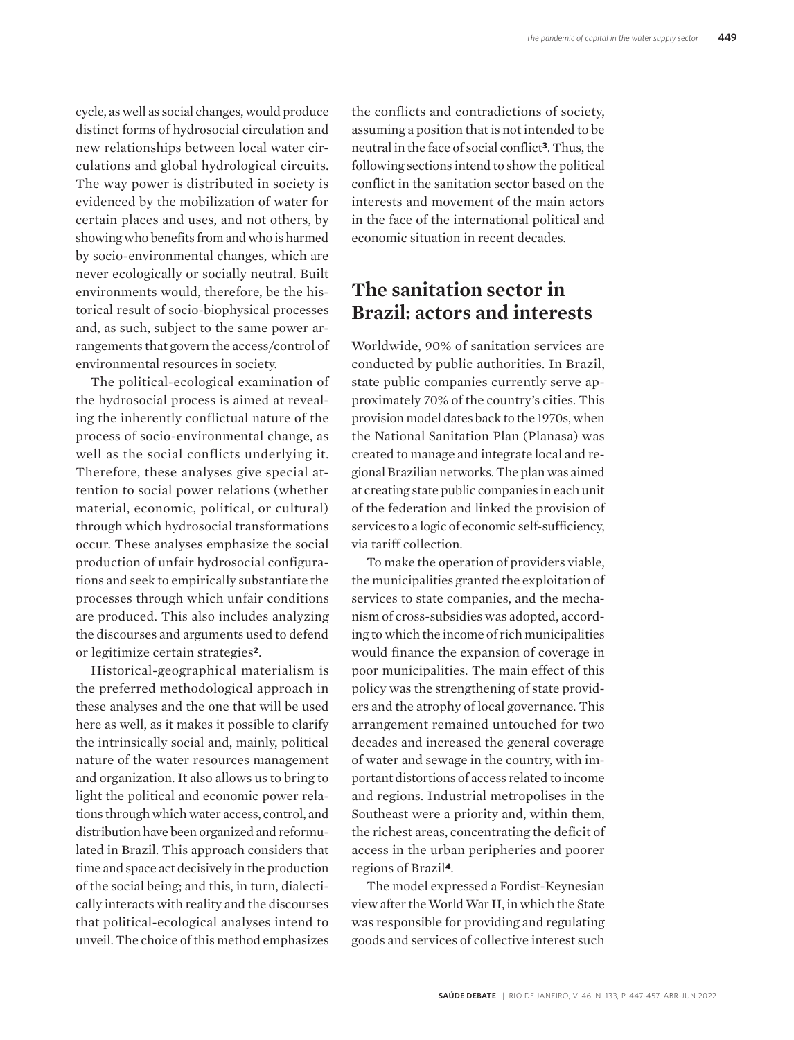cycle, as well as social changes, would produce distinct forms of hydrosocial circulation and new relationships between local water circulations and global hydrological circuits. The way power is distributed in society is evidenced by the mobilization of water for certain places and uses, and not others, by showing who benefits from and who is harmed by socio-environmental changes, which are never ecologically or socially neutral. Built environments would, therefore, be the historical result of socio-biophysical processes and, as such, subject to the same power arrangements that govern the access/control of environmental resources in society.

The political-ecological examination of the hydrosocial process is aimed at revealing the inherently conflictual nature of the process of socio-environmental change, as well as the social conflicts underlying it. Therefore, these analyses give special attention to social power relations (whether material, economic, political, or cultural) through which hydrosocial transformations occur. These analyses emphasize the social production of unfair hydrosocial configurations and seek to empirically substantiate the processes through which unfair conditions are produced. This also includes analyzing the discourses and arguments used to defend or legitimize certain strategies[2].

Historical-geographical materialism is the preferred methodological approach in these analyses and the one that will be used here as well, as it makes it possible to clarify the intrinsically social and, mainly, political nature of the water resources management and organization. It also allows us to bring to light the political and economic power relations through which water access, control, and distribution have been organized and reformulated in Brazil. This approach considers that time and space act decisively in the production of the social being; and this, in turn, dialectically interacts with reality and the discourses that political-ecological analyses intend to unveil. The choice of this method emphasizes the conflicts and contradictions of society, assuming a position that is not intended to be neutral in the face of social conflict[3]. Thus, the following sections intend to show the political conflict in the sanitation sector based on the interests and movement of the main actors in the face of the international political and economic situation in recent decades.

## The sanitation sector in Brazil: actors and interests

Worldwide, 90% of sanitation services are conducted by public authorities. In Brazil, state public companies currently serve approximately 70% of the country's cities. This provision model dates back to the 1970s, when the National Sanitation Plan (Planasa) was created to manage and integrate local and regional Brazilian networks. The plan was aimed at creating state public companies in each unit of the federation and linked the provision of services to a logic of economic self-sufficiency, via tariff collection.

To make the operation of providers viable, the municipalities granted the exploitation of services to state companies, and the mechanism of cross-subsidies was adopted, according to which the income of rich municipalities would finance the expansion of coverage in poor municipalities. The main effect of this policy was the strengthening of state providers and the atrophy of local governance. This arrangement remained untouched for two decades and increased the general coverage of water and sewage in the country, with important distortions of access related to income and regions. Industrial metropolises in the Southeast were a priority and, within them, the richest areas, concentrating the deficit of access in the urban peripheries and poorer regions of Brazil[4].

The model expressed a Fordist-Keynesian view after the World War II, in which the State was responsible for providing and regulating goods and services of collective interest such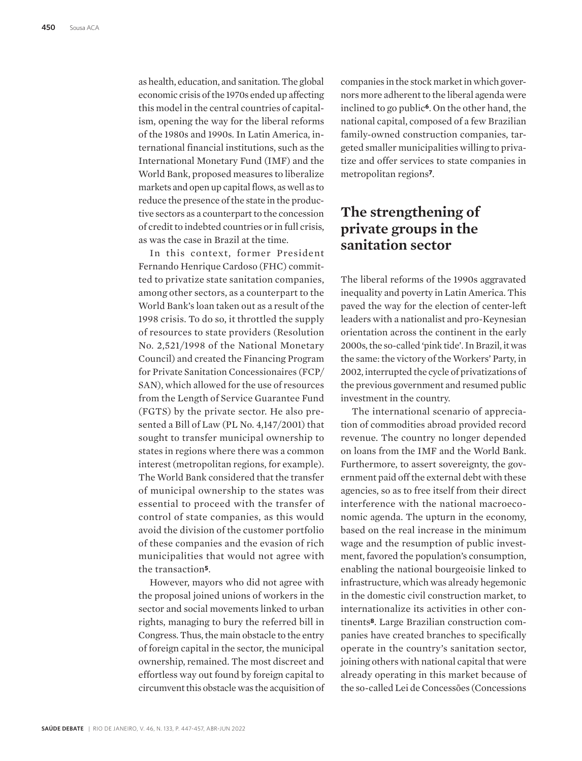as health, education, and sanitation. The global economic crisis of the 1970s ended up affecting this model in the central countries of capitalism, opening the way for the liberal reforms of the 1980s and 1990s. In Latin America, international financial institutions, such as the International Monetary Fund (IMF) and the World Bank, proposed measures to liberalize markets and open up capital flows, as well as to reduce the presence of the state in the productive sectors as a counterpart to the concession of credit to indebted countries or in full crisis, as was the case in Brazil at the time.

In this context, former President Fernando Henrique Cardoso (FHC) committed to privatize state sanitation companies, among other sectors, as a counterpart to the World Bank's loan taken out as a result of the 1998 crisis. To do so, it throttled the supply of resources to state providers (Resolution No. 2,521/1998 of the National Monetary Council) and created the Financing Program for Private Sanitation Concessionaires (FCP/SAN), which allowed for the use of resources from the Length of Service Guarantee Fund (FGTS) by the private sector. He also presented a Bill of Law (PL No. 4,147/2001) that sought to transfer municipal ownership to states in regions where there was a common interest (metropolitan regions, for example). The World Bank considered that the transfer of municipal ownership to the states was essential to proceed with the transfer of control of state companies, as this would avoid the division of the customer portfolio of these companies and the evasion of rich municipalities that would not agree with the transaction[5].

However, mayors who did not agree with the proposal joined unions of workers in the sector and social movements linked to urban rights, managing to bury the referred bill in Congress. Thus, the main obstacle to the entry of foreign capital in the sector, the municipal ownership, remained. The most discreet and effortless way out found by foreign capital to circumvent this obstacle was the acquisition of companies in the stock market in which governors more adherent to the liberal agenda were inclined to go public[6]. On the other hand, the national capital, composed of a few Brazilian family-owned construction companies, targeted smaller municipalities willing to privatize and offer services to state companies in metropolitan regions[7].

## The strengthening of private groups in the sanitation sector

The liberal reforms of the 1990s aggravated inequality and poverty in Latin America. This paved the way for the election of center-left leaders with a nationalist and pro-Keynesian orientation across the continent in the early 2000s, the so-called 'pink tide'. In Brazil, it was the same: the victory of the Workers' Party, in 2002, interrupted the cycle of privatizations of the previous government and resumed public investment in the country.

The international scenario of appreciation of commodities abroad provided record revenue. The country no longer depended on loans from the IMF and the World Bank. Furthermore, to assert sovereignty, the government paid off the external debt with these agencies, so as to free itself from their direct interference with the national macroeconomic agenda. The upturn in the economy, based on the real increase in the minimum wage and the resumption of public investment, favored the population's consumption, enabling the national bourgeoisie linked to infrastructure, which was already hegemonic in the domestic civil construction market, to internationalize its activities in other continents[8]. Large Brazilian construction companies have created branches to specifically operate in the country's sanitation sector, joining others with national capital that were already operating in this market because of the so-called Lei de Concessões (Concessions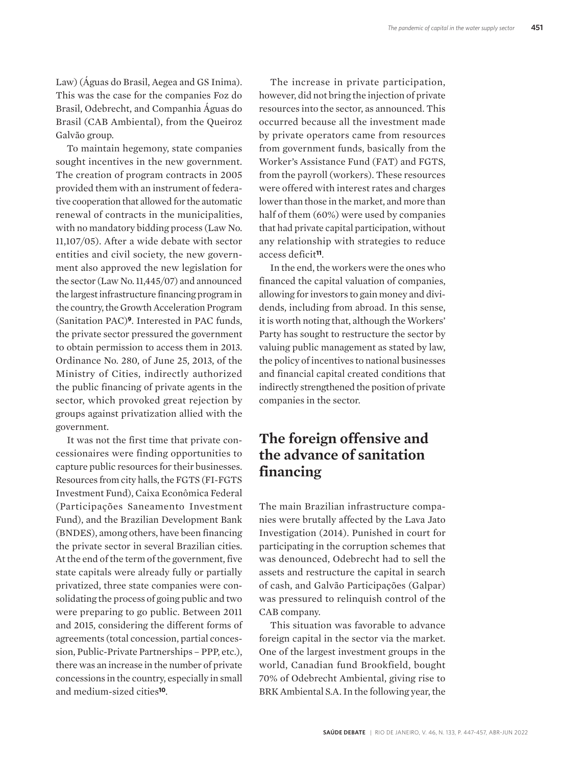Law) (Águas do Brasil, Aegea and GS Inima). This was the case for the companies Foz do Brasil, Odebrecht, and Companhia Águas do Brasil (CAB Ambiental), from the Queiroz Galvão group.

To maintain hegemony, state companies sought incentives in the new government. The creation of program contracts in 2005 provided them with an instrument of federative cooperation that allowed for the automatic renewal of contracts in the municipalities, with no mandatory bidding process (Law No. 11,107/05). After a wide debate with sector entities and civil society, the new government also approved the new legislation for the sector (Law No. 11,445/07) and announced the largest infrastructure financing program in the country, the Growth Acceleration Program (Sanitation PAC)[9]. Interested in PAC funds, the private sector pressured the government to obtain permission to access them in 2013. Ordinance No. 280, of June 25, 2013, of the Ministry of Cities, indirectly authorized the public financing of private agents in the sector, which provoked great rejection by groups against privatization allied with the government.

It was not the first time that private concessionaires were finding opportunities to capture public resources for their businesses. Resources from city halls, the FGTS (FI-FGTS Investment Fund), Caixa Econômica Federal (Participações Saneamento Investment Fund), and the Brazilian Development Bank (BNDES), among others, have been financing the private sector in several Brazilian cities. At the end of the term of the government, five state capitals were already fully or partially privatized, three state companies were consolidating the process of going public and two were preparing to go public. Between 2011 and 2015, considering the different forms of agreements (total concession, partial concession, Public-Private Partnerships – PPP, etc.), there was an increase in the number of private concessions in the country, especially in small and medium-sized cities[10].

The increase in private participation, however, did not bring the injection of private resources into the sector, as announced. This occurred because all the investment made by private operators came from resources from government funds, basically from the Worker's Assistance Fund (FAT) and FGTS, from the payroll (workers). These resources were offered with interest rates and charges lower than those in the market, and more than half of them (60%) were used by companies that had private capital participation, without any relationship with strategies to reduce access deficit[11].

In the end, the workers were the ones who financed the capital valuation of companies, allowing for investors to gain money and dividends, including from abroad. In this sense, it is worth noting that, although the Workers' Party has sought to restructure the sector by valuing public management as stated by law, the policy of incentives to national businesses and financial capital created conditions that indirectly strengthened the position of private companies in the sector.

## The foreign offensive and the advance of sanitation financing

The main Brazilian infrastructure companies were brutally affected by the Lava Jato Investigation (2014). Punished in court for participating in the corruption schemes that was denounced, Odebrecht had to sell the assets and restructure the capital in search of cash, and Galvão Participações (Galpar) was pressured to relinquish control of the CAB company.

This situation was favorable to advance foreign capital in the sector via the market. One of the largest investment groups in the world, Canadian fund Brookfield, bought 70% of Odebrecht Ambiental, giving rise to BRK Ambiental S.A. In the following year, the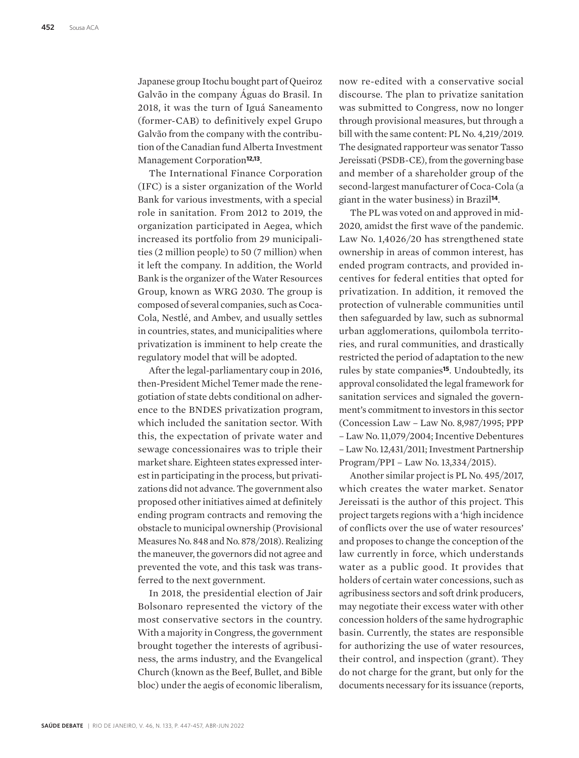Japanese group Itochu bought part of Queiroz Galvão in the company Águas do Brasil. In 2018, it was the turn of Iguá Saneamento (former-CAB) to definitively expel Grupo Galvão from the company with the contribution of the Canadian fund Alberta Investment Management Corporation[12,13].

The International Finance Corporation (IFC) is a sister organization of the World Bank for various investments, with a special role in sanitation. From 2012 to 2019, the organization participated in Aegea, which increased its portfolio from 29 municipalities (2 million people) to 50 (7 million) when it left the company. In addition, the World Bank is the organizer of the Water Resources Group, known as WRG 2030. The group is composed of several companies, such as Coca-Cola, Nestlé, and Ambev, and usually settles in countries, states, and municipalities where privatization is imminent to help create the regulatory model that will be adopted.

After the legal-parliamentary coup in 2016, then-President Michel Temer made the renegotiation of state debts conditional on adherence to the BNDES privatization program, which included the sanitation sector. With this, the expectation of private water and sewage concessionaires was to triple their market share. Eighteen states expressed interest in participating in the process, but privatizations did not advance. The government also proposed other initiatives aimed at definitely ending program contracts and removing the obstacle to municipal ownership (Provisional Measures No. 848 and No. 878/2018). Realizing the maneuver, the governors did not agree and prevented the vote, and this task was transferred to the next government.

In 2018, the presidential election of Jair Bolsonaro represented the victory of the most conservative sectors in the country. With a majority in Congress, the government brought together the interests of agribusiness, the arms industry, and the Evangelical Church (known as the Beef, Bullet, and Bible bloc) under the aegis of economic liberalism, now re-edited with a conservative social discourse. The plan to privatize sanitation was submitted to Congress, now no longer through provisional measures, but through a bill with the same content: PL No. 4,219/2019. The designated rapporteur was senator Tasso Jereissati (PSDB-CE), from the governing base and member of a shareholder group of the second-largest manufacturer of Coca-Cola (a giant in the water business) in Brazil[14].

The PL was voted on and approved in mid-2020, amidst the first wave of the pandemic. Law No. 1,4026/20 has strengthened state ownership in areas of common interest, has ended program contracts, and provided incentives for federal entities that opted for privatization. In addition, it removed the protection of vulnerable communities until then safeguarded by law, such as subnormal urban agglomerations, quilombola territories, and rural communities, and drastically restricted the period of adaptation to the new rules by state companies[15]. Undoubtedly, its approval consolidated the legal framework for sanitation services and signaled the government's commitment to investors in this sector (Concession Law – Law No. 8,987/1995; PPP – Law No. 11,079/2004; Incentive Debentures – Law No. 12,431/2011; Investment Partnership Program/PPI – Law No. 13,334/2015).

Another similar project is PL No. 495/2017, which creates the water market. Senator Jereissati is the author of this project. This project targets regions with a 'high incidence of conflicts over the use of water resources' and proposes to change the conception of the law currently in force, which understands water as a public good. It provides that holders of certain water concessions, such as agribusiness sectors and soft drink producers, may negotiate their excess water with other concession holders of the same hydrographic basin. Currently, the states are responsible for authorizing the use of water resources, their control, and inspection (grant). They do not charge for the grant, but only for the documents necessary for its issuance (reports,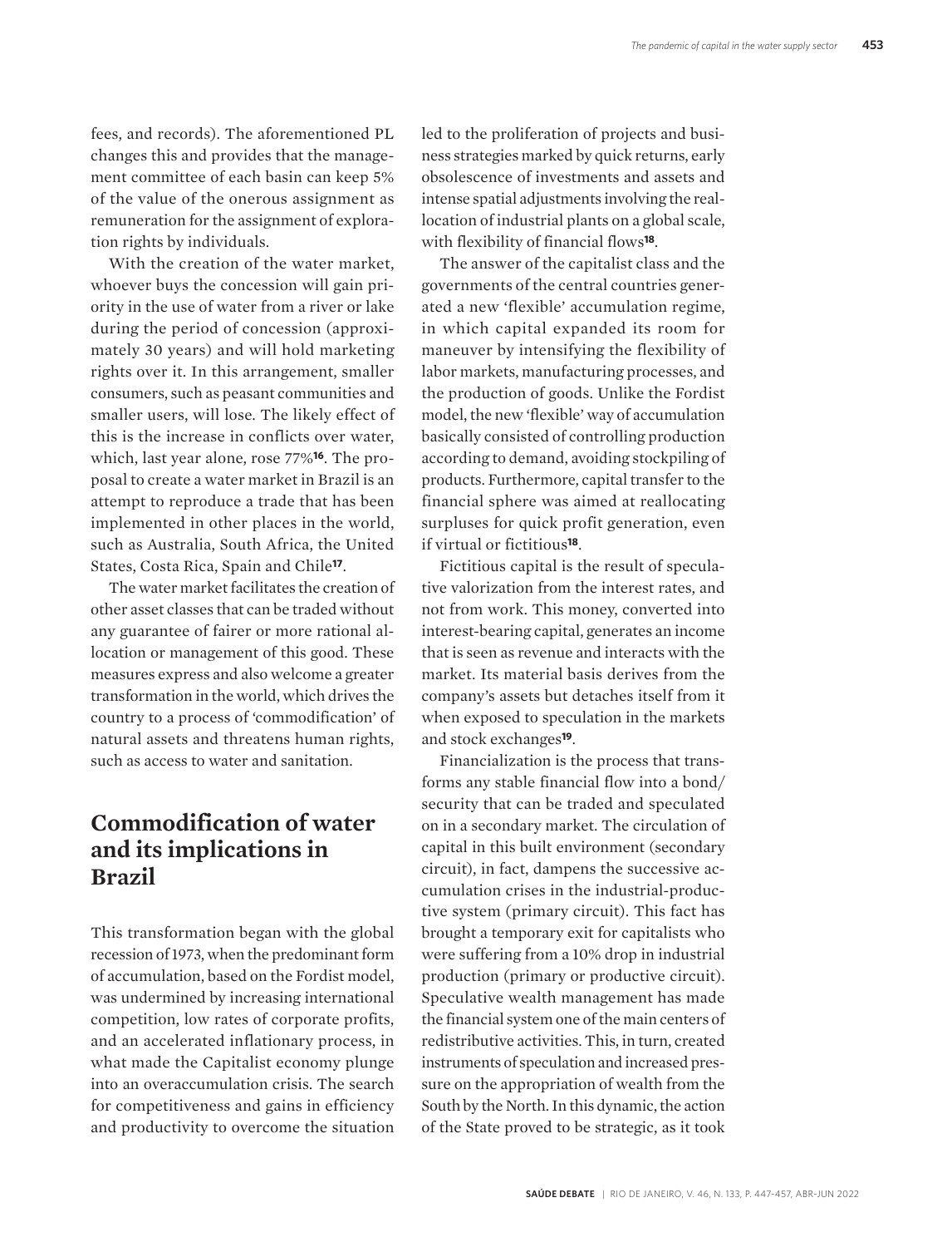fees, and records). The aforementioned PL changes this and provides that the management committee of each basin can keep 5% of the value of the onerous assignment as remuneration for the assignment of exploration rights by individuals.

With the creation of the water market, whoever buys the concession will gain priority in the use of water from a river or lake during the period of concession (approximately 30 years) and will hold marketing rights over it. In this arrangement, smaller consumers, such as peasant communities and smaller users, will lose. The likely effect of this is the increase in conflicts over water, which, last year alone, rose 77%[16]. The proposal to create a water market in Brazil is an attempt to reproduce a trade that has been implemented in other places in the world, such as Australia, South Africa, the United States, Costa Rica, Spain and Chile[17].

The water market facilitates the creation of other asset classes that can be traded without any guarantee of fairer or more rational allocation or management of this good. These measures express and also welcome a greater transformation in the world, which drives the country to a process of 'commodification' of natural assets and threatens human rights, such as access to water and sanitation.

## Commodification of water and its implications in Brazil

This transformation began with the global recession of 1973, when the predominant form of accumulation, based on the Fordist model, was undermined by increasing international competition, low rates of corporate profits, and an accelerated inflationary process, in what made the Capitalist economy plunge into an overaccumulation crisis. The search for competitiveness and gains in efficiency and productivity to overcome the situation led to the proliferation of projects and business strategies marked by quick returns, early obsolescence of investments and assets and intense spatial adjustments involving the reallocation of industrial plants on a global scale, with flexibility of financial flows[18].

The answer of the capitalist class and the governments of the central countries generated a new 'flexible' accumulation regime, in which capital expanded its room for maneuver by intensifying the flexibility of labor markets, manufacturing processes, and the production of goods. Unlike the Fordist model, the new 'flexible' way of accumulation basically consisted of controlling production according to demand, avoiding stockpiling of products. Furthermore, capital transfer to the financial sphere was aimed at reallocating surpluses for quick profit generation, even if virtual or fictitious[18].

Fictitious capital is the result of speculative valorization from the interest rates, and not from work. This money, converted into interest-bearing capital, generates an income that is seen as revenue and interacts with the market. Its material basis derives from the company's assets but detaches itself from it when exposed to speculation in the markets and stock exchanges[19].

Financialization is the process that transforms any stable financial flow into a bond/security that can be traded and speculated on in a secondary market. The circulation of capital in this built environment (secondary circuit), in fact, dampens the successive accumulation crises in the industrial-productive system (primary circuit). This fact has brought a temporary exit for capitalists who were suffering from a 10% drop in industrial production (primary or productive circuit). Speculative wealth management has made the financial system one of the main centers of redistributive activities. This, in turn, created instruments of speculation and increased pressure on the appropriation of wealth from the South by the North. In this dynamic, the action of the State proved to be strategic, as it took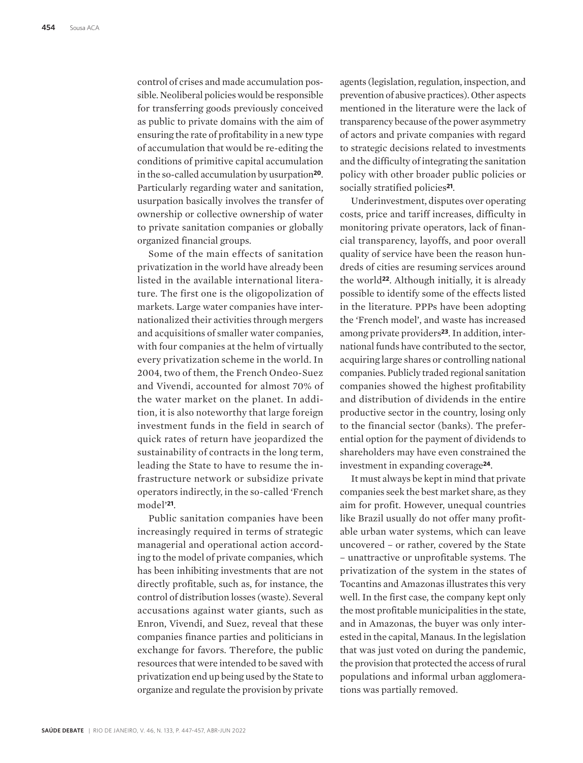control of crises and made accumulation possible. Neoliberal policies would be responsible for transferring goods previously conceived as public to private domains with the aim of ensuring the rate of profitability in a new type of accumulation that would be re-editing the conditions of primitive capital accumulation in the so-called accumulation by usurpation[20]. Particularly regarding water and sanitation, usurpation basically involves the transfer of ownership or collective ownership of water to private sanitation companies or globally organized financial groups.

Some of the main effects of sanitation privatization in the world have already been listed in the available international literature. The first one is the oligopolization of markets. Large water companies have internationalized their activities through mergers and acquisitions of smaller water companies, with four companies at the helm of virtually every privatization scheme in the world. In 2004, two of them, the French Ondeo-Suez and Vivendi, accounted for almost 70% of the water market on the planet. In addition, it is also noteworthy that large foreign investment funds in the field in search of quick rates of return have jeopardized the sustainability of contracts in the long term, leading the State to have to resume the infrastructure network or subsidize private operators indirectly, in the so-called 'French model'[21].

Public sanitation companies have been increasingly required in terms of strategic managerial and operational action according to the model of private companies, which has been inhibiting investments that are not directly profitable, such as, for instance, the control of distribution losses (waste). Several accusations against water giants, such as Enron, Vivendi, and Suez, reveal that these companies finance parties and politicians in exchange for favors. Therefore, the public resources that were intended to be saved with privatization end up being used by the State to organize and regulate the provision by private agents (legislation, regulation, inspection, and prevention of abusive practices). Other aspects mentioned in the literature were the lack of transparency because of the power asymmetry of actors and private companies with regard to strategic decisions related to investments and the difficulty of integrating the sanitation policy with other broader public policies or socially stratified policies[21].

Underinvestment, disputes over operating costs, price and tariff increases, difficulty in monitoring private operators, lack of financial transparency, layoffs, and poor overall quality of service have been the reason hundreds of cities are resuming services around the world[22]. Although initially, it is already possible to identify some of the effects listed in the literature. PPPs have been adopting the 'French model', and waste has increased among private providers[23]. In addition, international funds have contributed to the sector, acquiring large shares or controlling national companies. Publicly traded regional sanitation companies showed the highest profitability and distribution of dividends in the entire productive sector in the country, losing only to the financial sector (banks). The preferential option for the payment of dividends to shareholders may have even constrained the investment in expanding coverage[24].

It must always be kept in mind that private companies seek the best market share, as they aim for profit. However, unequal countries like Brazil usually do not offer many profitable urban water systems, which can leave uncovered – or rather, covered by the State – unattractive or unprofitable systems. The privatization of the system in the states of Tocantins and Amazonas illustrates this very well. In the first case, the company kept only the most profitable municipalities in the state, and in Amazonas, the buyer was only interested in the capital, Manaus. In the legislation that was just voted on during the pandemic, the provision that protected the access of rural populations and informal urban agglomerations was partially removed.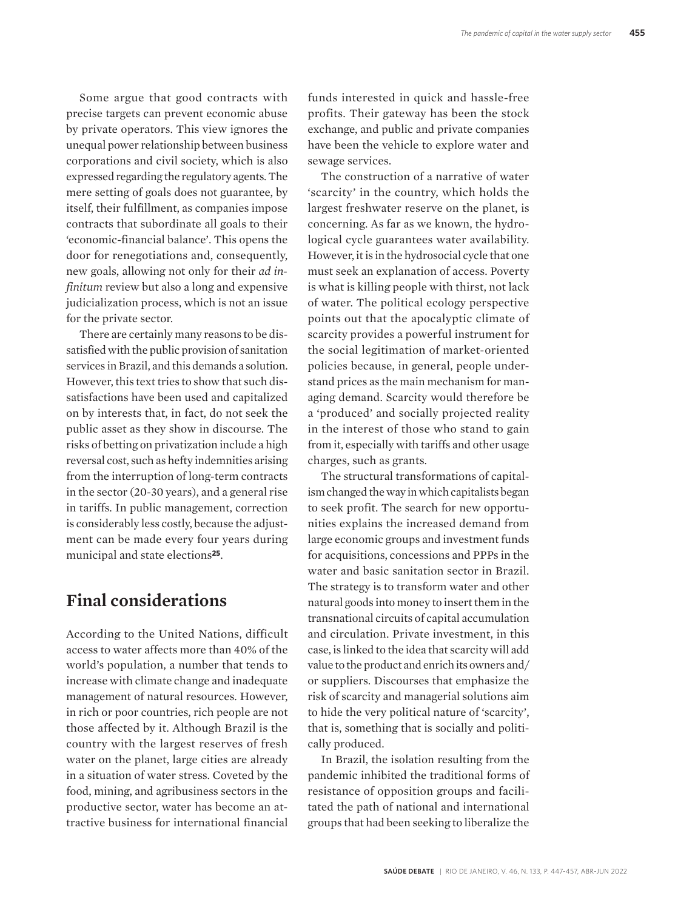Some argue that good contracts with precise targets can prevent economic abuse by private operators. This view ignores the unequal power relationship between business corporations and civil society, which is also expressed regarding the regulatory agents. The mere setting of goals does not guarantee, by itself, their fulfillment, as companies impose contracts that subordinate all goals to their 'economic-financial balance'. This opens the door for renegotiations and, consequently, new goals, allowing not only for their *ad infinitum* review but also a long and expensive judicialization process, which is not an issue for the private sector.

There are certainly many reasons to be dissatisfied with the public provision of sanitation services in Brazil, and this demands a solution. However, this text tries to show that such dissatisfactions have been used and capitalized on by interests that, in fact, do not seek the public asset as they show in discourse. The risks of betting on privatization include a high reversal cost, such as hefty indemnities arising from the interruption of long-term contracts in the sector (20-30 years), and a general rise in tariffs. In public management, correction is considerably less costly, because the adjustment can be made every four years during municipal and state elections[25].

## Final considerations

According to the United Nations, difficult access to water affects more than 40% of the world's population, a number that tends to increase with climate change and inadequate management of natural resources. However, in rich or poor countries, rich people are not those affected by it. Although Brazil is the country with the largest reserves of fresh water on the planet, large cities are already in a situation of water stress. Coveted by the food, mining, and agribusiness sectors in the productive sector, water has become an attractive business for international financial funds interested in quick and hassle-free profits. Their gateway has been the stock exchange, and public and private companies have been the vehicle to explore water and sewage services.

The construction of a narrative of water 'scarcity' in the country, which holds the largest freshwater reserve on the planet, is concerning. As far as we known, the hydrological cycle guarantees water availability. However, it is in the hydrosocial cycle that one must seek an explanation of access. Poverty is what is killing people with thirst, not lack of water. The political ecology perspective points out that the apocalyptic climate of scarcity provides a powerful instrument for the social legitimation of market-oriented policies because, in general, people understand prices as the main mechanism for managing demand. Scarcity would therefore be a 'produced' and socially projected reality in the interest of those who stand to gain from it, especially with tariffs and other usage charges, such as grants.

The structural transformations of capitalism changed the way in which capitalists began to seek profit. The search for new opportunities explains the increased demand from large economic groups and investment funds for acquisitions, concessions and PPPs in the water and basic sanitation sector in Brazil. The strategy is to transform water and other natural goods into money to insert them in the transnational circuits of capital accumulation and circulation. Private investment, in this case, is linked to the idea that scarcity will add value to the product and enrich its owners and/or suppliers. Discourses that emphasize the risk of scarcity and managerial solutions aim to hide the very political nature of 'scarcity', that is, something that is socially and politically produced.

In Brazil, the isolation resulting from the pandemic inhibited the traditional forms of resistance of opposition groups and facilitated the path of national and international groups that had been seeking to liberalize the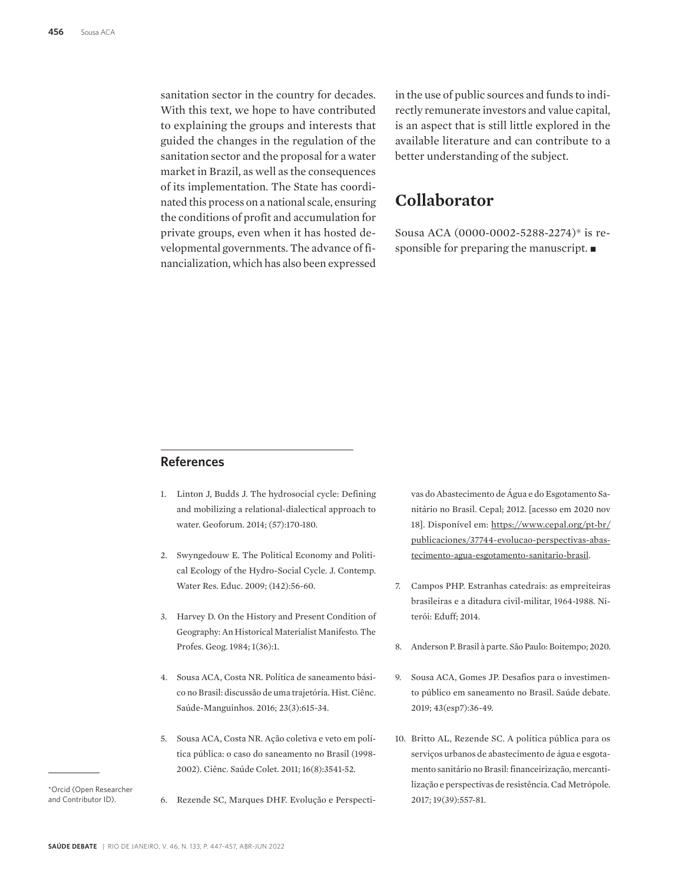sanitation sector in the country for decades. With this text, we hope to have contributed to explaining the groups and interests that guided the changes in the regulation of the sanitation sector and the proposal for a water market in Brazil, as well as the consequences of its implementation. The State has coordinated this process on a national scale, ensuring the conditions of profit and accumulation for private groups, even when it has hosted developmental governments. The advance of financialization, which has also been expressed in the use of public sources and funds to indirectly remunerate investors and value capital, is an aspect that is still little explored in the available literature and can contribute to a better understanding of the subject.

## Collaborator

Sousa ACA (0000-0002-5288-2274)* is responsible for preparing the manuscript. ■

## References

1. Linton J, Budds J. The hydrosocial cycle: Defining and mobilizing a relational-dialectical approach to water. Geoforum. 2014; (57):170-180.

2. Swyngedouw E. The Political Economy and Political Ecology of the Hydro-Social Cycle. J. Contemp. Water Res. Educ. 2009; (142):56-60.

3. Harvey D. On the History and Present Condition of Geography: An Historical Materialist Manifesto. The Profes. Geog. 1984; 1(36):1.

4. Sousa ACA, Costa NR. Política de saneamento básico no Brasil: discussão de uma trajetória. Hist. Ciênc. Saúde-Manguinhos. 2016; 23(3):615-34.

5. Sousa ACA, Costa NR. Ação coletiva e veto em política pública: o caso do saneamento no Brasil (1998-2002). Ciênc. Saúde Colet. 2011; 16(8):3541-52.

6. Rezende SC, Marques DHF. Evolução e Perspectivas do Abastecimento de Água e do Esgotamento Sanitário no Brasil. Cepal; 2012. [acesso em 2020 nov 18]. Disponível em: https://www.cepal.org/pt-br/publicaciones/37744-evolucao-perspectivas-abastecimento-agua-esgotamento-sanitario-brasil.

7. Campos PHP. Estranhas catedrais: as empreiteiras brasileiras e a ditadura civil-militar, 1964-1988. Niterói: Eduff; 2014.

8. Anderson P. Brasil à parte. São Paulo: Boitempo; 2020.

9. Sousa ACA, Gomes JP. Desafios para o investimento público em saneamento no Brasil. Saúde debate. 2019; 43(esp7):36-49.

10. Britto AL, Rezende SC. A política pública para os serviços urbanos de abastecimento de água e esgotamento sanitário no Brasil: financeirização, mercantilização e perspectivas de resistência. Cad Metrópole. 2017; 19(39):557-81.

*Orcid (Open Researcher and Contributor ID).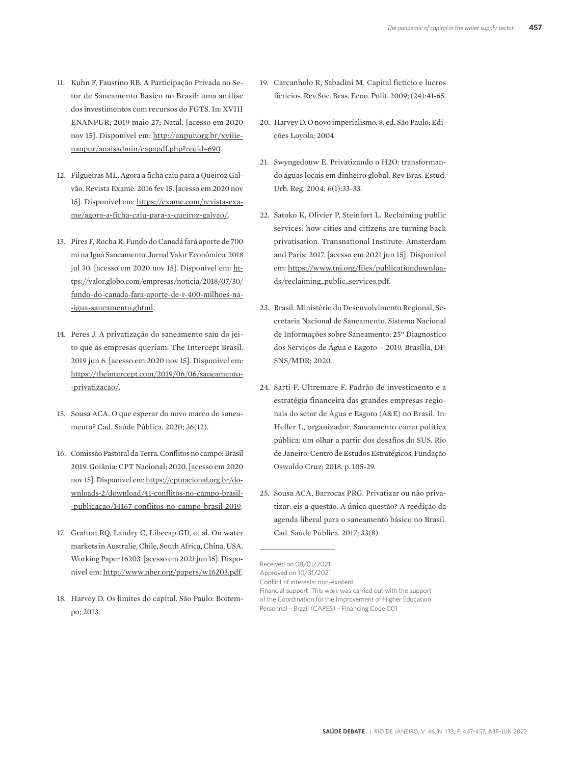11. Kuhn F, Faustino RB. A Participação Privada no Setor de Saneamento Básico no Brasil: uma análise dos investimentos com recursos do FGTS. In: XVIII ENANPUR; 2019 maio 27; Natal. [acesso em 2020 nov 15]. Disponível em: http://anpur.org.br/xviiienanpur/anaisadmin/capapdf.php?reqid=690.

12. Filgueiras ML. Agora a ficha caiu para a Queiroz Galvão. Revista Exame. 2016 fev 15. [acesso em 2020 nov 15]. Disponível em: https://exame.com/revista-exame/agora-a-ficha-caiu-para-a-queiroz-galvao/.

13. Pires F, Rocha R. Fundo do Canadá fará aporte de 700 mi na Iguá Saneamento. Jornal Valor Econômico. 2018 jul 30. [acesso em 2020 nov 15]. Disponível em: https://valor.globo.com/empresas/noticia/2018/07/30/fundo-do-canada-fara-aporte-de-r-400-milhoes-na-igua-saneamento.ghtml.

14. Peres J. A privatização do saneamento saiu do jeito que as empresas queriam. The Intercept Brasil. 2019 jun 6. [acesso em 2020 nov 15]. Disponível em: https://theintercept.com/2019/06/06/saneamento-privatizacao/.

15. Sousa ACA. O que esperar do novo marco do saneamento? Cad. Saúde Pública. 2020; 36(12).

16. Comissão Pastoral da Terra. Conflitos no campo: Brasil 2019. Goiânia: CPT Nacional; 2020. [acesso em 2020 nov 15]. Disponível em: https://cptnacional.org.br/downloads-2/download/41-conflitos-no-campo-brasil-publicacao/14167-conflitos-no-campo-brasil-2019.

17. Grafton RQ, Landry C, Libecap GD, et al. On water markets in Australie, Chile, South Africa, China, USA. Working Paper 16203. [acesso em 2021 jun 15]. Disponível em: http://www.nber.org/papers/w16203.pdf.

18. Harvey D. Os limites do capital. São Paulo: Boitempo; 2013.

19. Carcanholo R, Sabadini M. Capital fictício e lucros fictícios. Rev Soc. Bras. Econ. Polít. 2009; (24):41-65.

20. Harvey D. O novo imperialismo. 8. ed. São Paulo: Edições Loyola; 2004.

21. Swyngedouw E. Privatizando o H2O: transformando águas locais em dinheiro global. Rev Bras. Estud. Urb. Reg. 2004; 6(1):33-33.

22. Satoko K, Olivier P, Steinfort L. Reclaiming public services: how cities and citizens are turning back privatisation. Transnational Institute: Amsterdam and Paris; 2017. [acesso em 2021 jun 15]. Disponível em: https://www.tni.org/files/publicationdownloads/reclaiming_public_services.pdf.

23. Brasil. Ministério do Desenvolvimento Regional, Secretaria Nacional de Saneamento. Sistema Nacional de Informações sobre Saneamento: 25º Diagnostico dos Serviços de Água e Esgoto – 2019. Brasília, DF: SNS/MDR; 2020.

24. Sarti F, Ultremare F. Padrão de investimento e a estratégia financeira das grandes empresas regionais do setor de Água e Esgoto (A&E) no Brasil. In: Heller L, organizador. Saneamento como política pública: um olhar a partir dos desafios do SUS. Rio de Janeiro: Centro de Estudos Estratégicos, Fundação Oswaldo Cruz; 2018. p. 105-29.

25. Sousa ACA, Barrocas PRG. Privatizar ou não privatizar: eis a questão. A única questão? A reedição da agenda liberal para o saneamento básico no Brasil. Cad. Saúde Pública. 2017; 33(8).

---

Received on 08/01/2021
Approved on 10/31/2021
Conflict of interests: non-existent
Financial support: This work was carried out with the support of the Coordination for the Improvement of Higher Education Personnel – Brazil (CAPES) – Financing Code 001